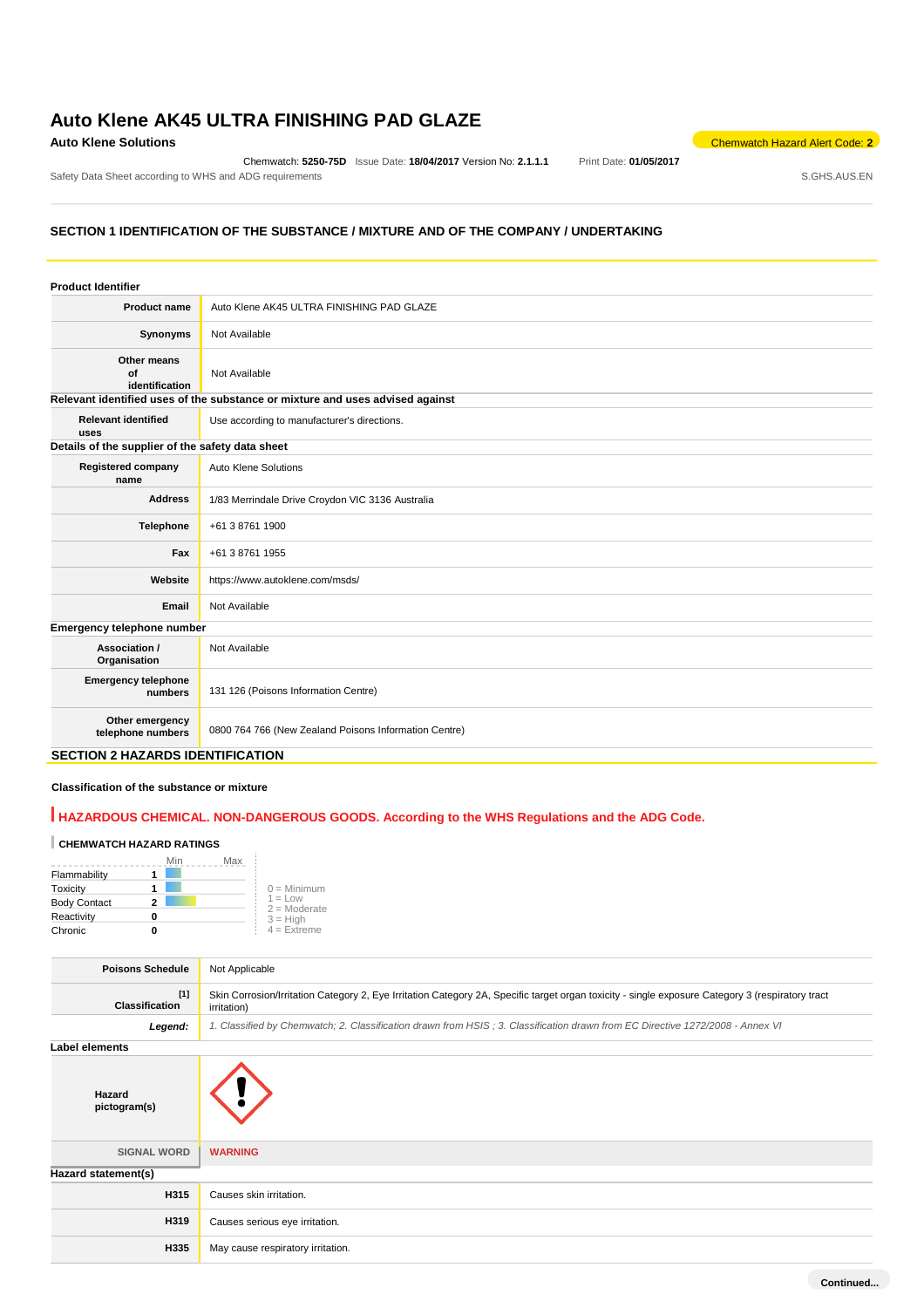# Auto Klene AK45 ULTRA FINISHING PAD GLAZE

**Auto Klene Solutions**

Chemwatch Hazard Alert Code: **2**

Chemwatch: **5250-75D** Issue Date: **18/04/2017** Version No: **2.1.1.1** Print Date: **01/05/2017**

Safety Data Sheet according to WHS and ADG requirements S.GHS.AUS.EN

## SECTION 1 IDENTIFICATION OF THE SUBSTANCE / MIXTURE AND OF THE COMPANY / UNDERTAKING

**Product Identifier**

| | |
|---|---|
| **Product name** | Auto Klene AK45 ULTRA FINISHING PAD GLAZE |
| **Synonyms** | Not Available |
| **Other means of identification** | Not Available |

**Relevant identified uses of the substance or mixture and uses advised against**

| | |
|---|---|
| **Relevant identified uses** | Use according to manufacturer's directions. |

**Details of the supplier of the safety data sheet**

| | |
|---|---|
| **Registered company name** | Auto Klene Solutions |
| **Address** | 1/83 Merrindale Drive Croydon VIC 3136 Australia |
| **Telephone** | +61 3 8761 1900 |
| **Fax** | +61 3 8761 1955 |
| **Website** | https://www.autoklene.com/msds/ |
| **Email** | Not Available |

**Emergency telephone number**

| | |
|---|---|
| **Association / Organisation** | Not Available |
| **Emergency telephone numbers** | 131 126 (Poisons Information Centre) |
| **Other emergency telephone numbers** | 0800 764 766 (New Zealand Poisons Information Centre) |

## SECTION 2 HAZARDS IDENTIFICATION

**Classification of the substance or mixture**

**HAZARDOUS CHEMICAL. NON-DANGEROUS GOODS. According to the WHS Regulations and the ADG Code.**

**CHEMWATCH HAZARD RATINGS**

| | Rating |
|---|---|
| Flammability | 1 |
| Toxicity | 1 |
| Body Contact | 2 |
| Reactivity | 0 |
| Chronic | 0 |

0 = Minimum
1 = Low
2 = Moderate
3 = High
4 = Extreme

| | |
|---|---|
| **Poisons Schedule** | Not Applicable |
| **Classification** [1] | Skin Corrosion/Irritation Category 2, Eye Irritation Category 2A, Specific target organ toxicity - single exposure Category 3 (respiratory tract irritation) |
| ***Legend:*** | *1. Classified by Chemwatch; 2. Classification drawn from HSIS ; 3. Classification drawn from EC Directive 1272/2008 - Annex VI* |

**Label elements**

| | |
|---|---|
| **Hazard pictogram(s)** | |
| SIGNAL WORD | **WARNING** |

**Hazard statement(s)**

| | |
|---|---|
| **H315** | Causes skin irritation. |
| **H319** | Causes serious eye irritation. |
| **H335** | May cause respiratory irritation. |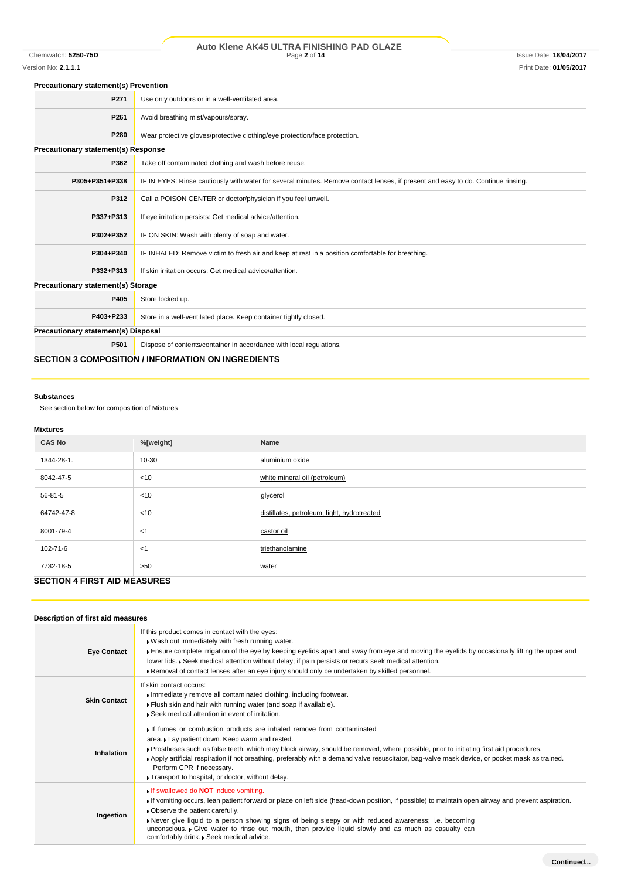### Precautionary statement(s) Prevention

| | |
|---|---|
| **P271** | Use only outdoors or in a well-ventilated area. |
| **P261** | Avoid breathing mist/vapours/spray. |
| **P280** | Wear protective gloves/protective clothing/eye protection/face protection. |

### Precautionary statement(s) Response

| | |
|---|---|
| **P362** | Take off contaminated clothing and wash before reuse. |
| **P305+P351+P338** | IF IN EYES: Rinse cautiously with water for several minutes. Remove contact lenses, if present and easy to do. Continue rinsing. |
| **P312** | Call a POISON CENTER or doctor/physician if you feel unwell. |
| **P337+P313** | If eye irritation persists: Get medical advice/attention. |
| **P302+P352** | IF ON SKIN: Wash with plenty of soap and water. |
| **P304+P340** | IF INHALED: Remove victim to fresh air and keep at rest in a position comfortable for breathing. |
| **P332+P313** | If skin irritation occurs: Get medical advice/attention. |

### Precautionary statement(s) Storage

| | |
|---|---|
| **P405** | Store locked up. |
| **P403+P233** | Store in a well-ventilated place. Keep container tightly closed. |

### Precautionary statement(s) Disposal

| | |
|---|---|
| **P501** | Dispose of contents/container in accordance with local regulations. |

## SECTION 3 COMPOSITION / INFORMATION ON INGREDIENTS

### Substances

See section below for composition of Mixtures

### Mixtures

| CAS No | %[weight] | Name |
|---|---|---|
| 1344-28-1. | 10-30 | aluminium oxide |
| 8042-47-5 | <10 | white mineral oil (petroleum) |
| 56-81-5 | <10 | glycerol |
| 64742-47-8 | <10 | distillates, petroleum, light, hydrotreated |
| 8001-79-4 | <1 | castor oil |
| 102-71-6 | <1 | triethanolamine |
| 7732-18-5 | >50 | water |

## SECTION 4 FIRST AID MEASURES

### Description of first aid measures

| | |
|---|---|
| **Eye Contact** | If this product comes in contact with the eyes:<br>▸ Wash out immediately with fresh running water.<br>▸ Ensure complete irrigation of the eye by keeping eyelids apart and away from eye and moving the eyelids by occasionally lifting the upper and lower lids. ▸ Seek medical attention without delay; if pain persists or recurs seek medical attention.<br>▸ Removal of contact lenses after an eye injury should only be undertaken by skilled personnel. |
| **Skin Contact** | If skin contact occurs:<br>▸ Immediately remove all contaminated clothing, including footwear.<br>▸ Flush skin and hair with running water (and soap if available).<br>▸ Seek medical attention in event of irritation. |
| **Inhalation** | ▸ If fumes or combustion products are inhaled remove from contaminated area. ▸ Lay patient down. Keep warm and rested.<br>▸ Prostheses such as false teeth, which may block airway, should be removed, where possible, prior to initiating first aid procedures.<br>▸ Apply artificial respiration if not breathing, preferably with a demand valve resuscitator, bag-valve mask device, or pocket mask as trained. Perform CPR if necessary.<br>▸ Transport to hospital, or doctor, without delay. |
| **Ingestion** | ▸ If swallowed do **NOT** induce vomiting.<br>▸ If vomiting occurs, lean patient forward or place on left side (head-down position, if possible) to maintain open airway and prevent aspiration.<br>▸ Observe the patient carefully.<br>▸ Never give liquid to a person showing signs of being sleepy or with reduced awareness; i.e. becoming unconscious. ▸ Give water to rinse out mouth, then provide liquid slowly and as much as casualty can comfortably drink. ▸ Seek medical advice. |

Continued...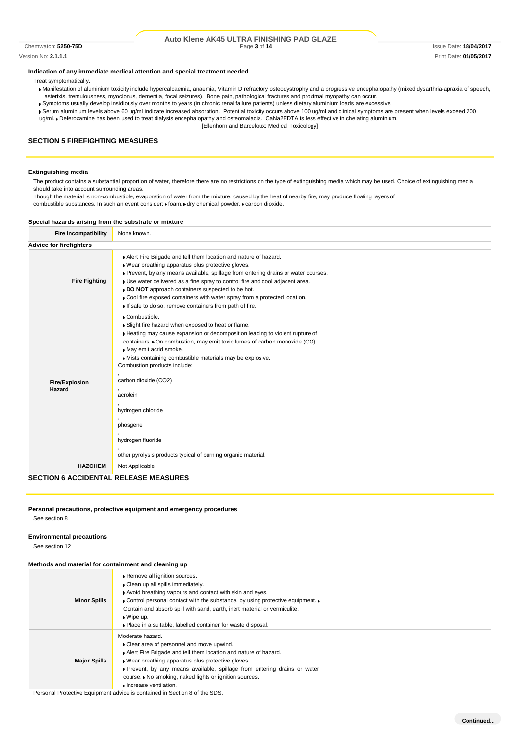### Indication of any immediate medical attention and special treatment needed

Treat symptomatically.

- Manifestation of aluminium toxicity include hypercalcaemia, anaemia, Vitamin D refractory osteodystrophy and a progressive encephalopathy (mixed dysarthria-apraxia of speech, asterixis, tremulousness, myoclonus, dementia, focal seizures). Bone pain, pathological fractures and proximal myopathy can occur.
- Symptoms usually develop insidiously over months to years (in chronic renal failure patients) unless dietary aluminium loads are excessive.
- Serum aluminium levels above 60 ug/ml indicate increased absorption. Potential toxicity occurs above 100 ug/ml and clinical symptoms are present when levels exceed 200 ug/ml.
- Deferoxamine has been used to treat dialysis encephalopathy and osteomalacia. CaNa2EDTA is less effective in chelating aluminium.

[Ellenhorn and Barceloux: Medical Toxicology]

## SECTION 5 FIREFIGHTING MEASURES

### Extinguishing media

The product contains a substantial proportion of water, therefore there are no restrictions on the type of extinguishing media which may be used. Choice of extinguishing media should take into account surrounding areas.

Though the material is non-combustible, evaporation of water from the mixture, caused by the heat of nearby fire, may produce floating layers of combustible substances. In such an event consider:
- foam.
- dry chemical powder.
- carbon dioxide.

### Special hazards arising from the substrate or mixture

| | |
|---|---|
| **Fire Incompatibility** | None known. |

### Advice for firefighters

| | |
|---|---|
| **Fire Fighting** | - Alert Fire Brigade and tell them location and nature of hazard.<br>- Wear breathing apparatus plus protective gloves.<br>- Prevent, by any means available, spillage from entering drains or water courses.<br>- Use water delivered as a fine spray to control fire and cool adjacent area.<br>- **DO NOT** approach containers suspected to be hot.<br>- Cool fire exposed containers with water spray from a protected location.<br>- If safe to do so, remove containers from path of fire. |
| **Fire/Explosion Hazard** | - Combustible.<br>- Slight fire hazard when exposed to heat or flame.<br>- Heating may cause expansion or decomposition leading to violent rupture of containers.<br>- On combustion, may emit toxic fumes of carbon monoxide (CO).<br>- May emit acrid smoke.<br>- Mists containing combustible materials may be explosive.<br>Combustion products include:<br>,<br>carbon dioxide ($CO_2$)<br>,<br>acrolein<br>,<br>hydrogen chloride<br>,<br>phosgene<br>,<br>hydrogen fluoride<br>,<br>other pyrolysis products typical of burning organic material. |
| **HAZCHEM** | Not Applicable |

## SECTION 6 ACCIDENTAL RELEASE MEASURES

### Personal precautions, protective equipment and emergency procedures

See section 8

### Environmental precautions

See section 12

### Methods and material for containment and cleaning up

| | |
|---|---|
| **Minor Spills** | - Remove all ignition sources.<br>- Clean up all spills immediately.<br>- Avoid breathing vapours and contact with skin and eyes.<br>- Control personal contact with the substance, by using protective equipment.<br>- Contain and absorb spill with sand, earth, inert material or vermiculite.<br>- Wipe up.<br>- Place in a suitable, labelled container for waste disposal. |
| **Major Spills** | Moderate hazard.<br>- Clear area of personnel and move upwind.<br>- Alert Fire Brigade and tell them location and nature of hazard.<br>- Wear breathing apparatus plus protective gloves.<br>- Prevent, by any means available, spillage from entering drains or water course.<br>- No smoking, naked lights or ignition sources.<br>- Increase ventilation. |

Personal Protective Equipment advice is contained in Section 8 of the SDS.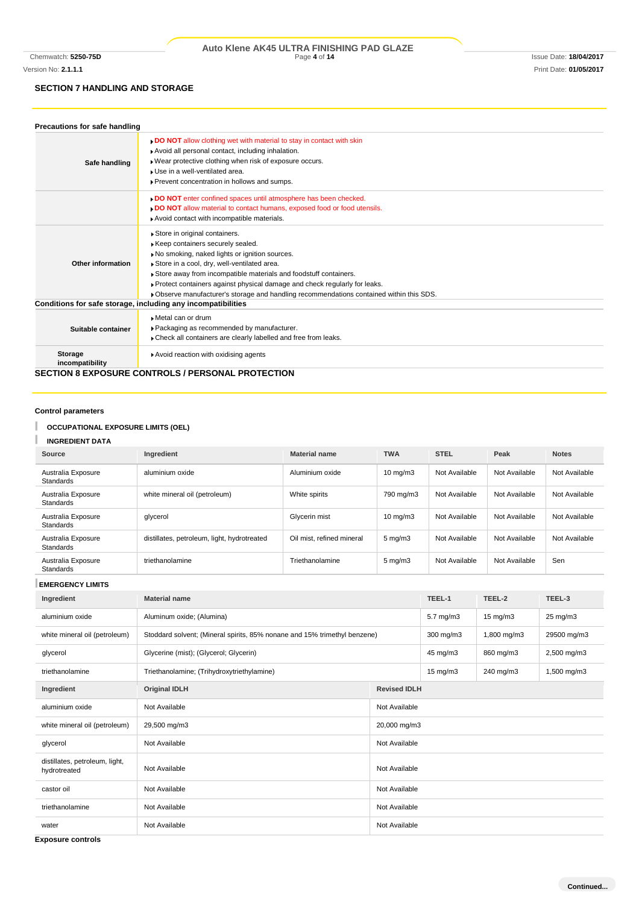## SECTION 7 HANDLING AND STORAGE

### Precautions for safe handling

| | |
|---|---|
| **Safe handling** | **DO NOT** allow clothing wet with material to stay in contact with skin<br>Avoid all personal contact, including inhalation.<br>Wear protective clothing when risk of exposure occurs.<br>Use in a well-ventilated area.<br>Prevent concentration in hollows and sumps. |
| | **DO NOT** enter confined spaces until atmosphere has been checked.<br>**DO NOT** allow material to contact humans, exposed food or food utensils.<br>Avoid contact with incompatible materials. |
| **Other information** | Store in original containers.<br>Keep containers securely sealed.<br>No smoking, naked lights or ignition sources.<br>Store in a cool, dry, well-ventilated area.<br>Store away from incompatible materials and foodstuff containers.<br>Protect containers against physical damage and check regularly for leaks.<br>Observe manufacturer's storage and handling recommendations contained within this SDS. |

### Conditions for safe storage, including any incompatibilities

| | |
|---|---|
| **Suitable container** | Metal can or drum<br>Packaging as recommended by manufacturer.<br>Check all containers are clearly labelled and free from leaks. |
| **Storage incompatibility** | Avoid reaction with oxidising agents |

## SECTION 8 EXPOSURE CONTROLS / PERSONAL PROTECTION

### Control parameters

**OCCUPATIONAL EXPOSURE LIMITS (OEL)**

**INGREDIENT DATA**

| Source | Ingredient | Material name | TWA | STEL | Peak | Notes |
|---|---|---|---|---|---|---|
| Australia Exposure Standards | aluminium oxide | Aluminium oxide | 10 mg/m3 | Not Available | Not Available | Not Available |
| Australia Exposure Standards | white mineral oil (petroleum) | White spirits | 790 mg/m3 | Not Available | Not Available | Not Available |
| Australia Exposure Standards | glycerol | Glycerin mist | 10 mg/m3 | Not Available | Not Available | Not Available |
| Australia Exposure Standards | distillates, petroleum, light, hydrotreated | Oil mist, refined mineral | 5 mg/m3 | Not Available | Not Available | Not Available |
| Australia Exposure Standards | triethanolamine | Triethanolamine | 5 mg/m3 | Not Available | Not Available | Sen |

**EMERGENCY LIMITS**

| Ingredient | Material name | TEEL-1 | TEEL-2 | TEEL-3 |
|---|---|---|---|---|
| aluminium oxide | Aluminum oxide; (Alumina) | 5.7 mg/m3 | 15 mg/m3 | 25 mg/m3 |
| white mineral oil (petroleum) | Stoddard solvent; (Mineral spirits, 85% nonane and 15% trimethyl benzene) | 300 mg/m3 | 1,800 mg/m3 | 29500 mg/m3 |
| glycerol | Glycerine (mist); (Glycerol; Glycerin) | 45 mg/m3 | 860 mg/m3 | 2,500 mg/m3 |
| triethanolamine | Triethanolamine; (Trihydroxytriethylamine) | 15 mg/m3 | 240 mg/m3 | 1,500 mg/m3 |

| Ingredient | Original IDLH | Revised IDLH |
|---|---|---|
| aluminium oxide | Not Available | Not Available |
| white mineral oil (petroleum) | 29,500 mg/m3 | 20,000 mg/m3 |
| glycerol | Not Available | Not Available |
| distillates, petroleum, light, hydrotreated | Not Available | Not Available |
| castor oil | Not Available | Not Available |
| triethanolamine | Not Available | Not Available |
| water | Not Available | Not Available |

### Exposure controls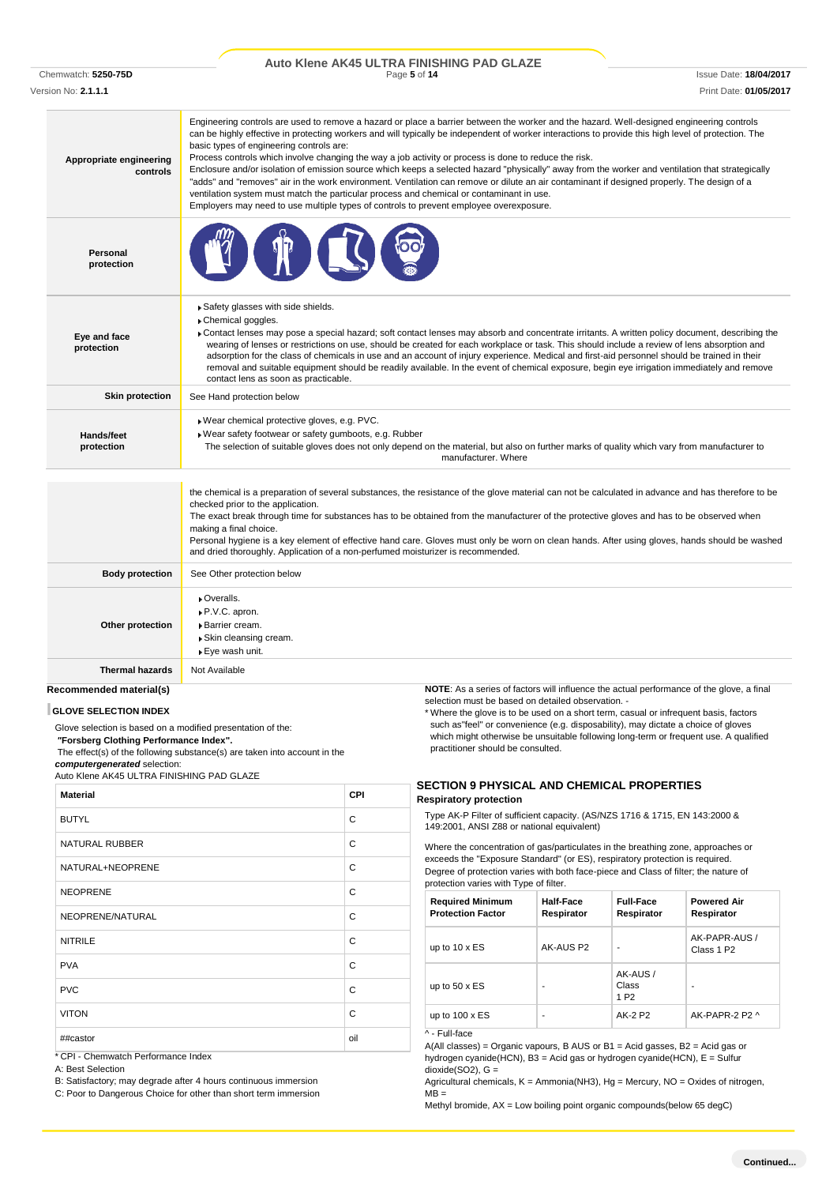| | |
|---|---|
| **Appropriate engineering controls** | Engineering controls are used to remove a hazard or place a barrier between the worker and the hazard. Well-designed engineering controls can be highly effective in protecting workers and will typically be independent of worker interactions to provide this high level of protection. The basic types of engineering controls are:<br>Process controls which involve changing the way a job activity or process is done to reduce the risk.<br>Enclosure and/or isolation of emission source which keeps a selected hazard "physically" away from the worker and ventilation that strategically "adds" and "removes" air in the work environment. Ventilation can remove or dilute an air contaminant if designed properly. The design of a ventilation system must match the particular process and chemical or contaminant in use.<br>Employers may need to use multiple types of controls to prevent employee overexposure. |
| **Personal protection** | |
| **Eye and face protection** | ▸ Safety glasses with side shields.<br>▸ Chemical goggles.<br>▸ Contact lenses may pose a special hazard; soft contact lenses may absorb and concentrate irritants. A written policy document, describing the wearing of lenses or restrictions on use, should be created for each workplace or task. This should include a review of lens absorption and adsorption for the class of chemicals in use and an account of injury experience. Medical and first-aid personnel should be trained in their removal and suitable equipment should be readily available. In the event of chemical exposure, begin eye irrigation immediately and remove contact lens as soon as practicable. |
| **Skin protection** | See Hand protection below |
| **Hands/feet protection** | ▸ Wear chemical protective gloves, e.g. PVC.<br>▸ Wear safety footwear or safety gumboots, e.g. Rubber<br>The selection of suitable gloves does not only depend on the material, but also on further marks of quality which vary from manufacturer to manufacturer. Where the chemical is a preparation of several substances, the resistance of the glove material can not be calculated in advance and has therefore to be checked prior to the application.<br>The exact break through time for substances has to be obtained from the manufacturer of the protective gloves and has to be observed when making a final choice.<br>Personal hygiene is a key element of effective hand care. Gloves must only be worn on clean hands. After using gloves, hands should be washed and dried thoroughly. Application of a non-perfumed moisturizer is recommended. |
| **Body protection** | See Other protection below |
| **Other protection** | ▸ Overalls.<br>▸ P.V.C. apron.<br>▸ Barrier cream.<br>▸ Skin cleansing cream.<br>▸ Eye wash unit. |
| **Thermal hazards** | Not Available |

**Recommended material(s)**

**GLOVE SELECTION INDEX**

Glove selection is based on a modified presentation of the:
***"Forsberg Clothing Performance Index".***
The effect(s) of the following substance(s) are taken into account in the ***computergenerated*** selection:
Auto Klene AK45 ULTRA FINISHING PAD GLAZE

| Material | CPI |
|---|---|
| BUTYL | C |
| NATURAL RUBBER | C |
| NATURAL+NEOPRENE | C |
| NEOPRENE | C |
| NEOPRENE/NATURAL | C |
| NITRILE | C |
| PVA | C |
| PVC | C |
| VITON | C |
| ##castor | oil |

\* CPI - Chemwatch Performance Index
A: Best Selection
B: Satisfactory; may degrade after 4 hours continuous immersion
C: Poor to Dangerous Choice for other than short term immersion

**NOTE**: As a series of factors will influence the actual performance of the glove, a final selection must be based on detailed observation. -
\* Where the glove is to be used on a short term, casual or infrequent basis, factors such as"feel" or convenience (e.g. disposability), may dictate a choice of gloves which might otherwise be unsuitable following long-term or frequent use. A qualified practitioner should be consulted.

## SECTION 9 PHYSICAL AND CHEMICAL PROPERTIES

**Respiratory protection**

Type AK-P Filter of sufficient capacity. (AS/NZS 1716 & 1715, EN 143:2000 & 149:2001, ANSI Z88 or national equivalent)

Where the concentration of gas/particulates in the breathing zone, approaches or exceeds the "Exposure Standard" (or ES), respiratory protection is required.
Degree of protection varies with both face-piece and Class of filter; the nature of protection varies with Type of filter.

| Required Minimum Protection Factor | Half-Face Respirator | Full-Face Respirator | Powered Air Respirator |
|---|---|---|---|
| up to 10 x ES | AK-AUS P2 | - | AK-PAPR-AUS / Class 1 P2 |
| up to 50 x ES | - | AK-AUS / Class 1 P2 | - |
| up to 100 x ES | - | AK-2 P2 | AK-PAPR-2 P2 ^ |

^ - Full-face

A(All classes) = Organic vapours, B AUS or B1 = Acid gasses, B2 = Acid gas or hydrogen cyanide(HCN), B3 = Acid gas or hydrogen cyanide(HCN), E = Sulfur dioxide(SO2), G = Agricultural chemicals, K = Ammonia(NH3), Hg = Mercury, NO = Oxides of nitrogen, MB = Methyl bromide, AX = Low boiling point organic compounds(below 65 degC)

**Continued...**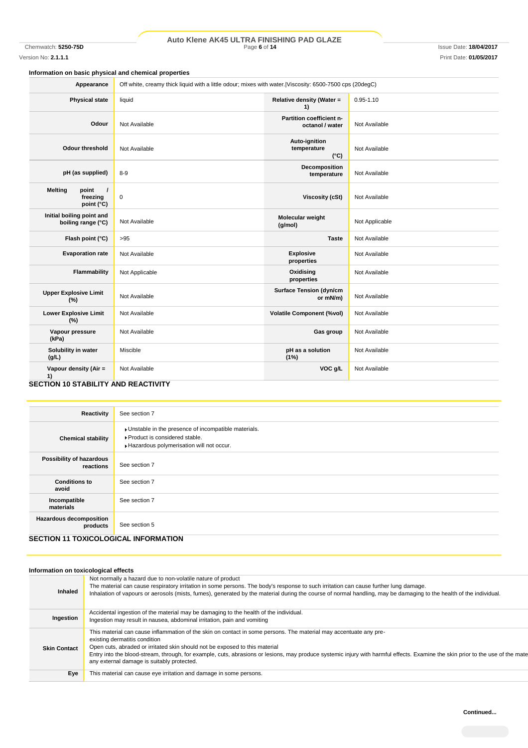### Information on basic physical and chemical properties

| | | | |
|---|---|---|---|
| **Appearance** | Off white, creamy thick liquid with a little odour; mixes with water.\|Viscosity: 6500-7500 cps (20degC) | | |
| **Physical state** | liquid | **Relative density (Water = 1)** | 0.95-1.10 |
| **Odour** | Not Available | **Partition coefficient n-octanol / water** | Not Available |
| **Odour threshold** | Not Available | **Auto-ignition temperature (°C)** | Not Available |
| **pH (as supplied)** | 8-9 | **Decomposition temperature** | Not Available |
| **Melting point / freezing point (°C)** | 0 | **Viscosity (cSt)** | Not Available |
| **Initial boiling point and boiling range (°C)** | Not Available | **Molecular weight (g/mol)** | Not Applicable |
| **Flash point (°C)** | >95 | **Taste** | Not Available |
| **Evaporation rate** | Not Available | **Explosive properties** | Not Available |
| **Flammability** | Not Applicable | **Oxidising properties** | Not Available |
| **Upper Explosive Limit (%)** | Not Available | **Surface Tension (dyn/cm or mN/m)** | Not Available |
| **Lower Explosive Limit (%)** | Not Available | **Volatile Component (%vol)** | Not Available |
| **Vapour pressure (kPa)** | Not Available | **Gas group** | Not Available |
| **Solubility in water (g/L)** | Miscible | **pH as a solution (1%)** | Not Available |
| **Vapour density (Air = 1)** | Not Available | **VOC g/L** | Not Available |

## SECTION 10 STABILITY AND REACTIVITY

| | |
|---|---|
| **Reactivity** | See section 7 |
| **Chemical stability** | ▸Unstable in the presence of incompatible materials.<br>▸Product is considered stable.<br>▸Hazardous polymerisation will not occur. |
| **Possibility of hazardous reactions** | See section 7 |
| **Conditions to avoid** | See section 7 |
| **Incompatible materials** | See section 7 |
| **Hazardous decomposition products** | See section 5 |

## SECTION 11 TOXICOLOGICAL INFORMATION

### Information on toxicological effects

| | |
|---|---|
| **Inhaled** | Not normally a hazard due to non-volatile nature of product<br>The material can cause respiratory irritation in some persons. The body's response to such irritation can cause further lung damage.<br>Inhalation of vapours or aerosols (mists, fumes), generated by the material during the course of normal handling, may be damaging to the health of the individual. |
| **Ingestion** | Accidental ingestion of the material may be damaging to the health of the individual.<br>Ingestion may result in nausea, abdominal irritation, pain and vomiting |
| **Skin Contact** | This material can cause inflammation of the skin on contact in some persons. The material may accentuate any pre-existing dermatitis condition<br>Open cuts, abraded or irritated skin should not be exposed to this material<br>Entry into the blood-stream, through, for example, cuts, abrasions or lesions, may produce systemic injury with harmful effects. Examine the skin prior to the use of the mate any external damage is suitably protected. |
| **Eye** | This material can cause eye irritation and damage in some persons. |

Continued...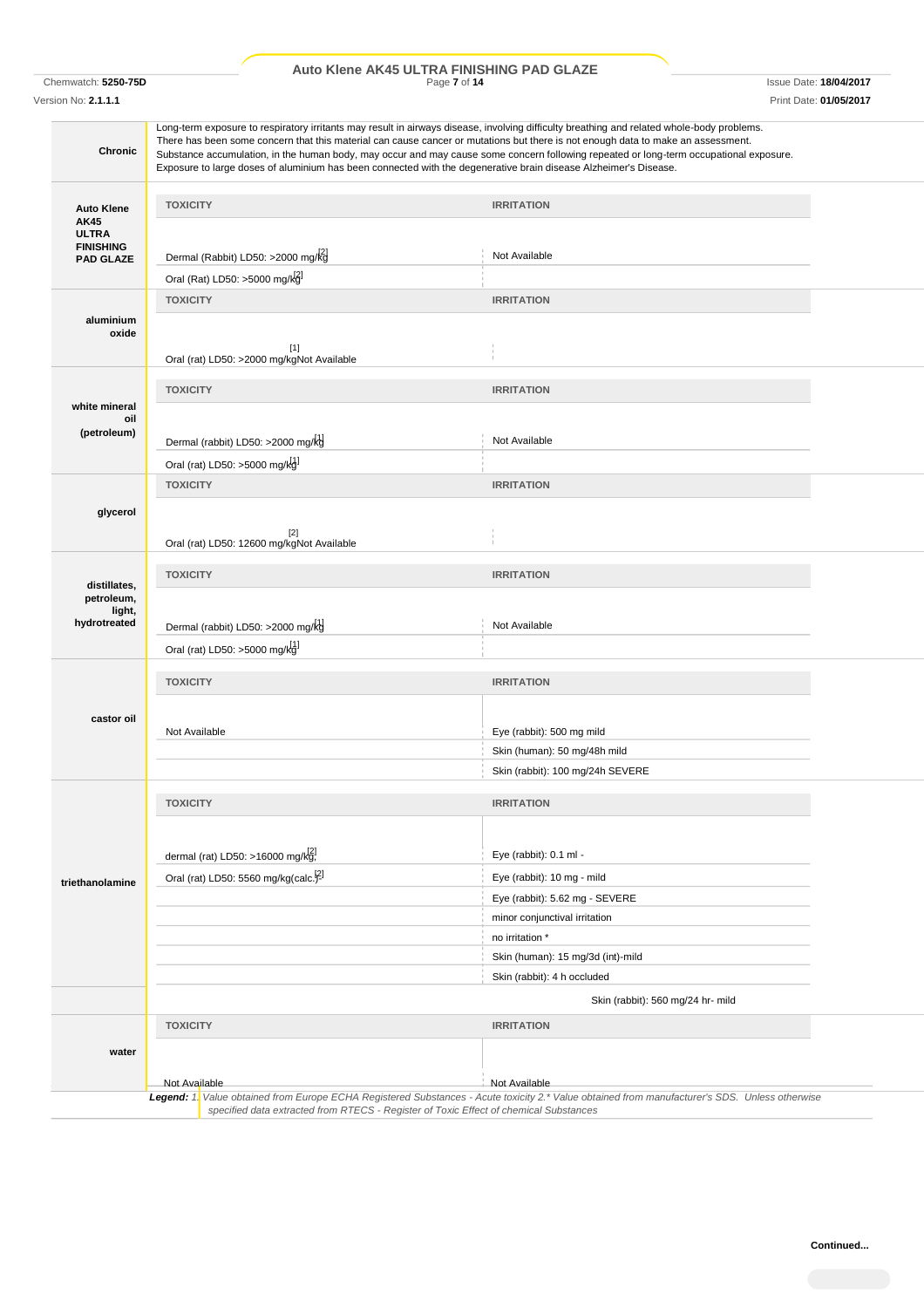| | |
|---|---|
| **Chronic** | Long-term exposure to respiratory irritants may result in airways disease, involving difficulty breathing and related whole-body problems. There has been some concern that this material can cause cancer or mutations but there is not enough data to make an assessment. Substance accumulation, in the human body, may occur and may cause some concern following repeated or long-term occupational exposure. Exposure to large doses of aluminium has been connected with the degenerative brain disease Alzheimer's Disease. |

**Auto Klene AK45 ULTRA FINISHING PAD GLAZE**

| TOXICITY | IRRITATION |
|---|---|
| Dermal (Rabbit) LD50: >2000 mg/kg[2] | Not Available |
| Oral (Rat) LD50: >5000 mg/kg[2] | |

**aluminium oxide**

| TOXICITY | IRRITATION |
|---|---|
| Oral (rat) LD50: >2000 mg/kg[1] | Not Available |

**white mineral oil (petroleum)**

| TOXICITY | IRRITATION |
|---|---|
| Dermal (rabbit) LD50: >2000 mg/kg[1] | Not Available |
| Oral (rat) LD50: >5000 mg/kg[1] | |

**glycerol**

| TOXICITY | IRRITATION |
|---|---|
| Oral (rat) LD50: 12600 mg/kg[2] | Not Available |

**distillates, petroleum, light, hydrotreated**

| TOXICITY | IRRITATION |
|---|---|
| Dermal (rabbit) LD50: >2000 mg/kg[1] | Not Available |
| Oral (rat) LD50: >5000 mg/kg[1] | |

**castor oil**

| TOXICITY | IRRITATION |
|---|---|
| Not Available | Eye (rabbit): 500 mg mild |
| | Skin (human): 50 mg/48h mild |
| | Skin (rabbit): 100 mg/24h SEVERE |

**triethanolamine**

| TOXICITY | IRRITATION |
|---|---|
| dermal (rat) LD50: >16000 mg/kg[2] | Eye (rabbit): 0.1 ml - |
| Oral (rat) LD50: 5560 mg/kg(calc.)[2] | Eye (rabbit): 10 mg - mild |
| | Eye (rabbit): 5.62 mg - SEVERE |
| | minor conjunctival irritation |
| | no irritation * |
| | Skin (human): 15 mg/3d (int)-mild |
| | Skin (rabbit): 4 h occluded |
| | Skin (rabbit): 560 mg/24 hr- mild |

**water**

| TOXICITY | IRRITATION |
|---|---|
| Not Available | Not Available |

*Legend: 1. Value obtained from Europe ECHA Registered Substances - Acute toxicity 2.* Value obtained from manufacturer's SDS. Unless otherwise specified data extracted from RTECS - Register of Toxic Effect of chemical Substances*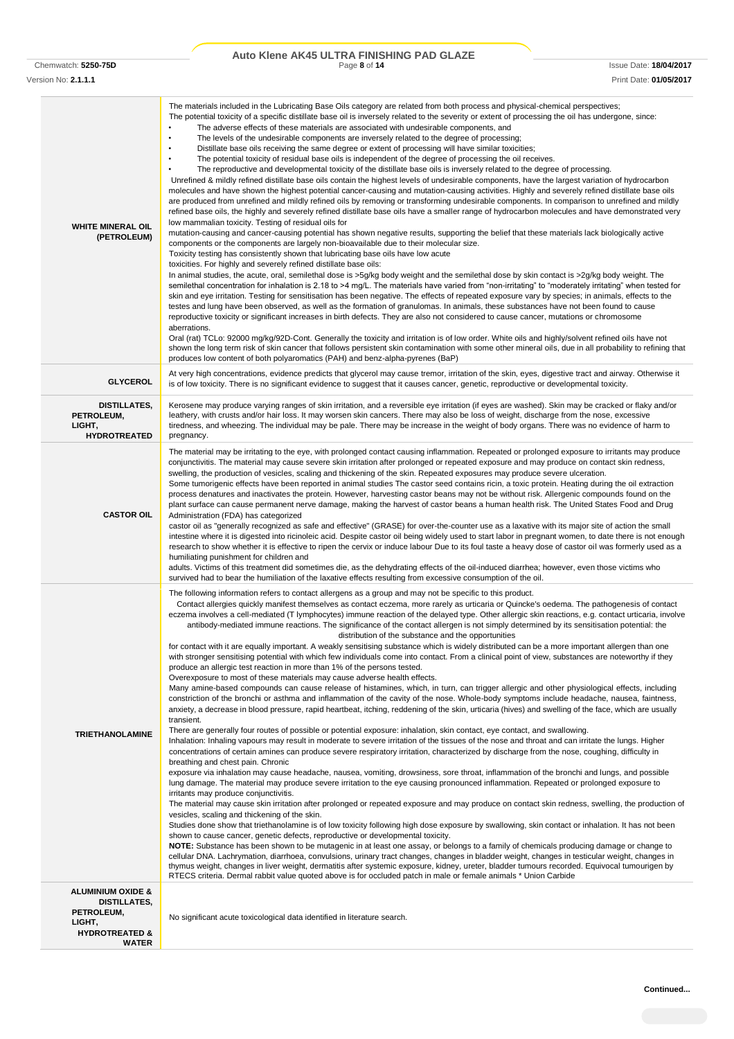| | |
|---|---|
| **WHITE MINERAL OIL (PETROLEUM)** | The materials included in the Lubricating Base Oils category are related from both process and physical-chemical perspectives;<br>The potential toxicity of a specific distillate base oil is inversely related to the severity or extent of processing the oil has undergone, since:<br>• The adverse effects of these materials are associated with undesirable components, and<br>• The levels of the undesirable components are inversely related to the degree of processing;<br>• Distillate base oils receiving the same degree or extent of processing will have similar toxicities;<br>• The potential toxicity of residual base oils is independent of the degree of processing the oil receives.<br>• The reproductive and developmental toxicity of the distillate base oils is inversely related to the degree of processing.<br>Unrefined & mildly refined distillate base oils contain the highest levels of undesirable components, have the largest variation of hydrocarbon molecules and have shown the highest potential cancer-causing and mutation-causing activities. Highly and severely refined distillate base oils are produced from unrefined and mildly refined oils by removing or transforming undesirable components. In comparison to unrefined and mildly refined base oils, the highly and severely refined distillate base oils have a smaller range of hydrocarbon molecules and have demonstrated very low mammalian toxicity. Testing of residual oils for<br>mutation-causing and cancer-causing potential has shown negative results, supporting the belief that these materials lack biologically active components or the components are largely non-bioavailable due to their molecular size.<br>Toxicity testing has consistently shown that lubricating base oils have low acute<br>toxicities. For highly and severely refined distillate base oils:<br>In animal studies, the acute, oral, semilethal dose is >5g/kg body weight and the semilethal dose by skin contact is >2g/kg body weight. The semilethal concentration for inhalation is 2.18 to >4 mg/L. The materials have varied from "non-irritating" to "moderately irritating" when tested for skin and eye irritation. Testing for sensitisation has been negative. The effects of repeated exposure vary by species; in animals, effects to the testes and lung have been observed, as well as the formation of granulomas. In animals, these substances have not been found to cause reproductive toxicity or significant increases in birth defects. They are also not considered to cause cancer, mutations or chromosome aberrations.<br>Oral (rat) TCLo: 92000 mg/kg/92D-Cont. Generally the toxicity and irritation is of low order. White oils and highly/solvent refined oils have not shown the long term risk of skin cancer that follows persistent skin contamination with some other mineral oils, due in all probability to refining that produces low content of both polyaromatics (PAH) and benz-alpha-pyrenes (BaP) |
| **GLYCEROL** | At very high concentrations, evidence predicts that glycerol may cause tremor, irritation of the skin, eyes, digestive tract and airway. Otherwise it is of low toxicity. There is no significant evidence to suggest that it causes cancer, genetic, reproductive or developmental toxicity. |
| **DISTILLATES, PETROLEUM, LIGHT, HYDROTREATED** | Kerosene may produce varying ranges of skin irritation, and a reversible eye irritation (if eyes are washed). Skin may be cracked or flaky and/or leathery, with crusts and/or hair loss. It may worsen skin cancers. There may also be loss of weight, discharge from the nose, excessive tiredness, and wheezing. The individual may be pale. There may be increase in the weight of body organs. There was no evidence of harm to pregnancy. |
| **CASTOR OIL** | The material may be irritating to the eye, with prolonged contact causing inflammation. Repeated or prolonged exposure to irritants may produce conjunctivitis. The material may cause severe skin irritation after prolonged or repeated exposure and may produce on contact skin redness, swelling, the production of vesicles, scaling and thickening of the skin. Repeated exposures may produce severe ulceration.<br>Some tumorigenic effects have been reported in animal studies The castor seed contains ricin, a toxic protein. Heating during the oil extraction process denatures and inactivates the protein. However, harvesting castor beans may not be without risk. Allergenic compounds found on the plant surface can cause permanent nerve damage, making the harvest of castor beans a human health risk. The United States Food and Drug Administration (FDA) has categorized<br>castor oil as "generally recognized as safe and effective" (GRASE) for over-the-counter use as a laxative with its major site of action the small intestine where it is digested into ricinoleic acid. Despite castor oil being widely used to start labor in pregnant women, to date there is not enough research to show whether it is effective to ripen the cervix or induce labour Due to its foul taste a heavy dose of castor oil was formerly used as a humiliating punishment for children and<br>adults. Victims of this treatment did sometimes die, as the dehydrating effects of the oil-induced diarrhea; however, even those victims who survived had to bear the humiliation of the laxative effects resulting from excessive consumption of the oil. |
| **TRIETHANOLAMINE** | The following information refers to contact allergens as a group and may not be specific to this product.<br>Contact allergies quickly manifest themselves as contact eczema, more rarely as urticaria or Quincke's oedema. The pathogenesis of contact eczema involves a cell-mediated (T lymphocytes) immune reaction of the delayed type. Other allergic skin reactions, e.g. contact urticaria, involve antibody-mediated immune reactions. The significance of the contact allergen is not simply determined by its sensitisation potential: the distribution of the substance and the opportunities<br>for contact with it are equally important. A weakly sensitising substance which is widely distributed can be a more important allergen than one with stronger sensitising potential with which few individuals come into contact. From a clinical point of view, substances are noteworthy if they produce an allergic test reaction in more than 1% of the persons tested.<br>Overexposure to most of these materials may cause adverse health effects.<br>Many amine-based compounds can cause release of histamines, which, in turn, can trigger allergic and other physiological effects, including constriction of the bronchi or asthma and inflammation of the cavity of the nose. Whole-body symptoms include headache, nausea, faintness, anxiety, a decrease in blood pressure, rapid heartbeat, itching, reddening of the skin, urticaria (hives) and swelling of the face, which are usually transient.<br>There are generally four routes of possible or potential exposure: inhalation, skin contact, eye contact, and swallowing.<br>Inhalation: Inhaling vapours may result in moderate to severe irritation of the tissues of the nose and throat and can irritate the lungs. Higher concentrations of certain amines can produce severe respiratory irritation, characterized by discharge from the nose, coughing, difficulty in breathing and chest pain. Chronic<br>exposure via inhalation may cause headache, nausea, vomiting, drowsiness, sore throat, inflammation of the bronchi and lungs, and possible lung damage. The material may produce severe irritation to the eye causing pronounced inflammation. Repeated or prolonged exposure to irritants may produce conjunctivitis.<br>The material may cause skin irritation after prolonged or repeated exposure and may produce on contact skin redness, swelling, the production of vesicles, scaling and thickening of the skin.<br>Studies done show that triethanolamine is of low toxicity following high dose exposure by swallowing, skin contact or inhalation. It has not been shown to cause cancer, genetic defects, reproductive or developmental toxicity.<br>**NOTE:** Substance has been shown to be mutagenic in at least one assay, or belongs to a family of chemicals producing damage or change to cellular DNA. Lachrymation, diarrhoea, convulsions, urinary tract changes, changes in bladder weight, changes in testicular weight, changes in thymus weight, changes in liver weight, dermatitis after systemic exposure, kidney, ureter, bladder tumours recorded. Equivocal tumourigen by RTECS criteria. Dermal rabbit value quoted above is for occluded patch in male or female animals * Union Carbide |
| **ALUMINIUM OXIDE & DISTILLATES, PETROLEUM, LIGHT, HYDROTREATED & WATER** | No significant acute toxicological data identified in literature search. |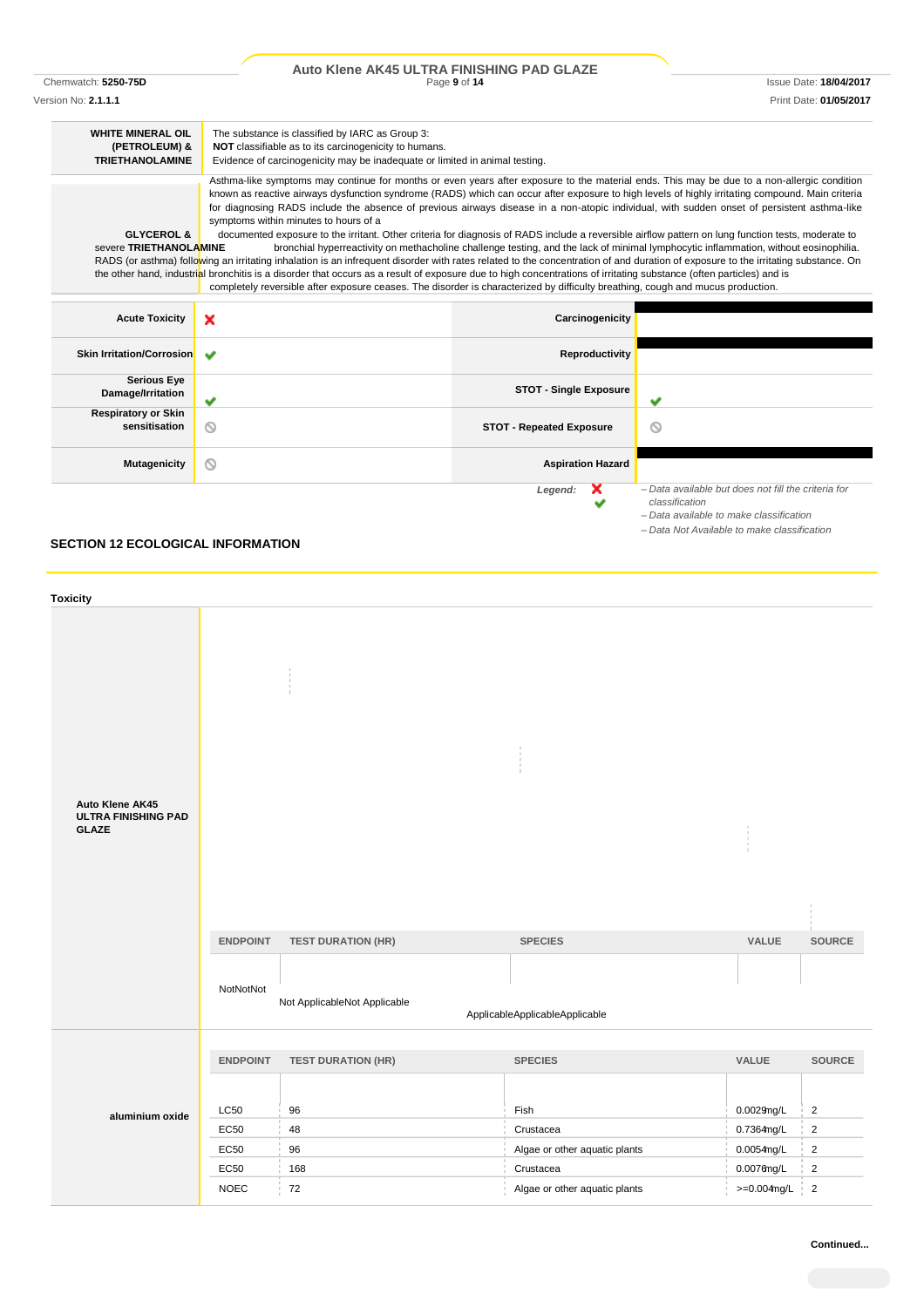| | |
|---|---|
| **WHITE MINERAL OIL (PETROLEUM) & TRIETHANOLAMINE** | The substance is classified by IARC as Group 3: **NOT** classifiable as to its carcinogenicity to humans. Evidence of carcinogenicity may be inadequate or limited in animal testing. |
| **GLYCEROL & TRIETHANOLAMINE** | Asthma-like symptoms may continue for months or even years after exposure to the material ends. This may be due to a non-allergic condition known as reactive airways dysfunction syndrome (RADS) which can occur after exposure to high levels of highly irritating compound. Main criteria for diagnosing RADS include the absence of previous airways disease in a non-atopic individual, with sudden onset of persistent asthma-like symptoms within minutes to hours of a documented exposure to the irritant. Other criteria for diagnosis of RADS include a reversible airflow pattern on lung function tests, moderate to severe bronchial hyperreactivity on methacholine challenge testing, and the lack of minimal lymphocytic inflammation, without eosinophilia. RADS (or asthma) following an irritating inhalation is an infrequent disorder with rates related to the concentration of and duration of exposure to the irritating substance. On the other hand, industrial bronchitis is a disorder that occurs as a result of exposure due to high concentrations of irritating substance (often particles) and is completely reversible after exposure ceases. The disorder is characterized by difficulty breathing, cough and mucus production. |

| | | | |
|---|---|---|---|
| **Acute Toxicity** | ❌ | **Carcinogenicity** | |
| **Skin Irritation/Corrosion** | ✔ | **Reproductivity** | |
| **Serious Eye Damage/Irritation** | ✔ | **STOT - Single Exposure** | ✔ |
| **Respiratory or Skin sensitisation** | ⊘ | **STOT - Repeated Exposure** | ⊘ |
| **Mutagenicity** | ⊘ | **Aspiration Hazard** | |

*Legend:*
❌ *– Data available but does not fill the criteria for classification*
✔ *– Data available to make classification*
⊘ *– Data Not Available to make classification*

## SECTION 12 ECOLOGICAL INFORMATION

### Toxicity

**Auto Klene AK45 ULTRA FINISHING PAD GLAZE**

| ENDPOINT | TEST DURATION (HR) | SPECIES | VALUE | SOURCE |
|---|---|---|---|---|
| NotNotNot | Not ApplicableNot Applicable | ApplicableApplicableApplicable | | |

**aluminium oxide**

| ENDPOINT | TEST DURATION (HR) | SPECIES | VALUE | SOURCE |
|---|---|---|---|---|
| LC50 | 96 | Fish | 0.0029mg/L | 2 |
| EC50 | 48 | Crustacea | 0.7364mg/L | 2 |
| EC50 | 96 | Algae or other aquatic plants | 0.0054mg/L | 2 |
| EC50 | 168 | Crustacea | 0.0076mg/L | 2 |
| NOEC | 72 | Algae or other aquatic plants | >=0.004mg/L | 2 |

Continued...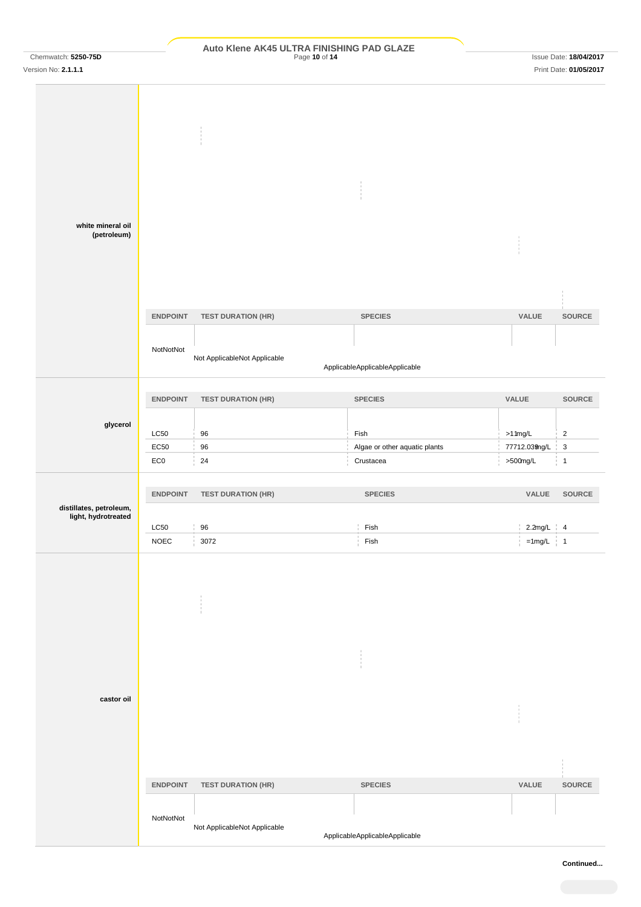| | ENDPOINT | TEST DURATION (HR) | SPECIES | VALUE | SOURCE |
|---|---|---|---|---|---|
| **white mineral oil (petroleum)** | NotNotNot | Not ApplicableNot Applicable | ApplicableApplicableApplicable | | |

| | ENDPOINT | TEST DURATION (HR) | SPECIES | VALUE | SOURCE |
|---|---|---|---|---|---|
| **glycerol** | LC50 | 96 | Fish | >11mg/L | 2 |
| | EC50 | 96 | Algae or other aquatic plants | 77712.039mg/L | 3 |
| | EC0 | 24 | Crustacea | >500mg/L | 1 |

| | ENDPOINT | TEST DURATION (HR) | SPECIES | VALUE | SOURCE |
|---|---|---|---|---|---|
| **distillates, petroleum, light, hydrotreated** | LC50 | 96 | Fish | 2.2mg/L | 4 |
| | NOEC | 3072 | Fish | =1mg/L | 1 |

| | ENDPOINT | TEST DURATION (HR) | SPECIES | VALUE | SOURCE |
|---|---|---|---|---|---|
| **castor oil** | NotNotNot | Not ApplicableNot Applicable | ApplicableApplicableApplicable | | |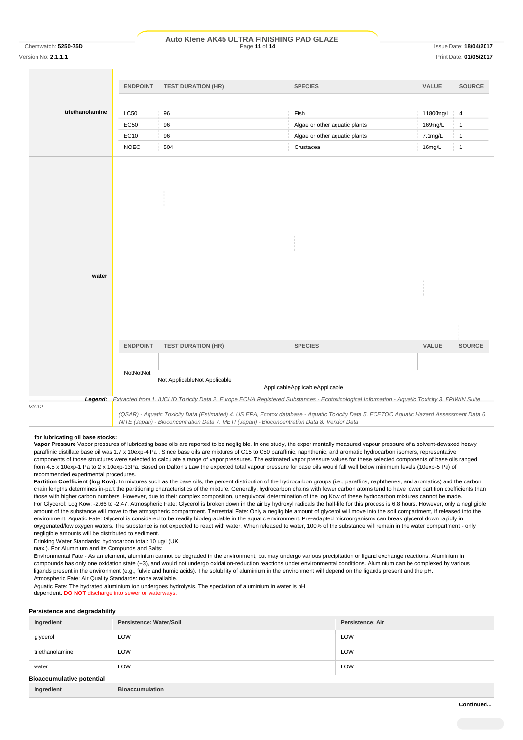| | ENDPOINT | TEST DURATION (HR) | SPECIES | VALUE | SOURCE |
|---|---|---|---|---|---|
| triethanolamine | LC50 | 96 | Fish | 11800mg/L | 4 |
| | EC50 | 96 | Algae or other aquatic plants | 169mg/L | 1 |
| | EC10 | 96 | Algae or other aquatic plants | 7.1mg/L | 1 |
| | NOEC | 504 | Crustacea | 16mg/L | 1 |

| | ENDPOINT | TEST DURATION (HR) | SPECIES | VALUE | SOURCE |
|---|---|---|---|---|---|
| water | NotNot | Not ApplicableNot Applicable | ApplicableApplicableApplicable | | |

**Legend:** *Extracted from 1. IUCLID Toxicity Data 2. Europe ECHA Registered Substances - Ecotoxicological Information - Aquatic Toxicity 3. EPIWIN Suite V3.12 (QSAR) - Aquatic Toxicity Data (Estimated) 4. US EPA, Ecotox database - Aquatic Toxicity Data 5. ECETOC Aquatic Hazard Assessment Data 6. NITE (Japan) - Bioconcentration Data 7. METI (Japan) - Bioconcentration Data 8. Vendor Data*

**for lubricating oil base stocks:**

**Vapor Pressure** Vapor pressures of lubricating base oils are reported to be negligible. In one study, the experimentally measured vapour pressure of a solvent-dewaxed heavy paraffinic distillate base oil was 1.7 x 10exp-4 Pa . Since base oils are mixtures of C15 to C50 paraffinic, naphthenic, and aromatic hydrocarbon isomers, representative components of those structures were selected to calculate a range of vapor pressures. The estimated vapor pressure values for these selected components of base oils ranged from 4.5 x 10exp-1 Pa to 2 x 10exp-13Pa. Based on Dalton's Law the expected total vapour pressure for base oils would fall well below minimum levels (10exp-5 Pa) of recommended experimental procedures.

**Partition Coefficient (log Kow):** In mixtures such as the base oils, the percent distribution of the hydrocarbon groups (i.e., paraffins, naphthenes, and aromatics) and the carbon chain lengths determines in-part the partitioning characteristics of the mixture. Generally, hydrocarbon chains with fewer carbon atoms tend to have lower partition coefficients than those with higher carbon numbers .However, due to their complex composition, unequivocal determination of the log Kow of these hydrocarbon mixtures cannot be made.

For Glycerol: Log Kow: -2.66 to -2.47, Atmospheric Fate: Glycerol is broken down in the air by hydroxyl radicals the half-life for this process is 6.8 hours. However, only a negligible amount of glycerol will move to the atmospheric compartment. Terrestrial Fate: Only a negligible amount of glycerol will move into the soil compartment, if released into the environment. Aquatic Fate: Glycerol is considered to be readily biodegradable in the aquatic environment. Pre-adapted microorganisms can break glycerol down rapidly in oxygenated/low oxygen waters. The substance is not expected to react with water. When released to water, 100% of the substance will remain in the water compartment - only negligible amounts will be distributed to sediment.

Drinking Water Standards: hydrocarbon total: 10 ug/l (UK max.). For Aluminium and its Compunds and Salts:

Environmental Fate - As an element, aluminium cannot be degraded in the environment, but may undergo various precipitation or ligand exchange reactions. Aluminium in compounds has only one oxidation state (+3), and would not undergo oxidation-reduction reactions under environmental conditions. Aluminium can be complexed by various ligands present in the environment (e.g., fulvic and humic acids). The solubility of aluminium in the environment will depend on the ligands present and the pH.

Atmospheric Fate: Air Quality Standards: none available.

Aquatic Fate: The hydrated aluminium ion undergoes hydrolysis. The speciation of aluminium in water is pH dependent. **DO NOT** discharge into sewer or waterways.

### Persistence and degradability

| Ingredient | Persistence: Water/Soil | Persistence: Air |
|---|---|---|
| glycerol | LOW | LOW |
| triethanolamine | LOW | LOW |
| water | LOW | LOW |

### Bioaccumulative potential

| Ingredient | Bioaccumulation |
|---|---|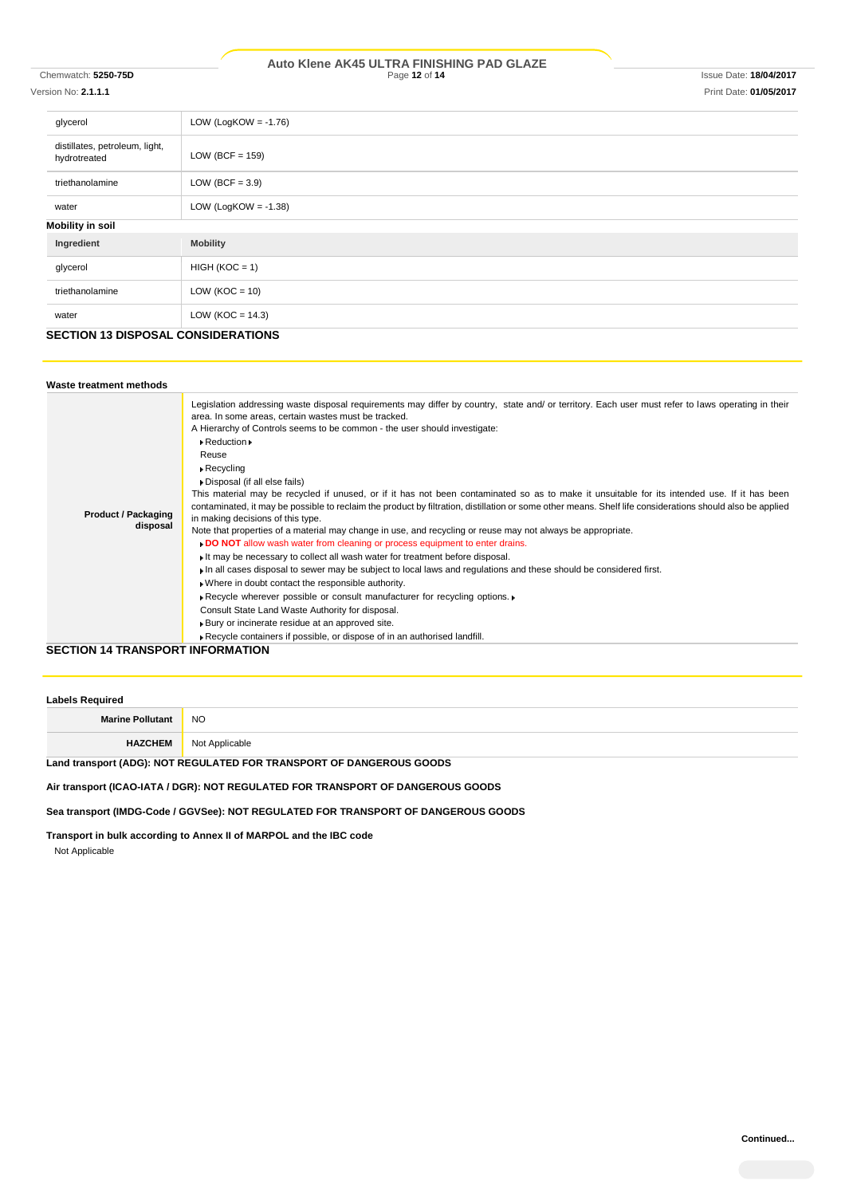| | |
|---|---|
| glycerol | LOW (LogKOW = -1.76) |
| distillates, petroleum, light, hydrotreated | LOW (BCF = 159) |
| triethanolamine | LOW (BCF = 3.9) |
| water | LOW (LogKOW = -1.38) |

### Mobility in soil

| Ingredient | Mobility |
|---|---|
| glycerol | HIGH (KOC = 1) |
| triethanolamine | LOW (KOC = 10) |
| water | LOW (KOC = 14.3) |

## SECTION 13 DISPOSAL CONSIDERATIONS

### Waste treatment methods

| | |
|---|---|
| **Product / Packaging disposal** | Legislation addressing waste disposal requirements may differ by country, state and/ or territory. Each user must refer to laws operating in their area. In some areas, certain wastes must be tracked.<br>A Hierarchy of Controls seems to be common - the user should investigate:<br>▸Reduction▸<br>Reuse<br>▸Recycling<br>▸Disposal (if all else fails)<br>This material may be recycled if unused, or if it has not been contaminated so as to make it unsuitable for its intended use. If it has been contaminated, it may be possible to reclaim the product by filtration, distillation or some other means. Shelf life considerations should also be applied in making decisions of this type.<br>Note that properties of a material may change in use, and recycling or reuse may not always be appropriate.<br>▸**DO NOT** allow wash water from cleaning or process equipment to enter drains.<br>▸It may be necessary to collect all wash water for treatment before disposal.<br>▸In all cases disposal to sewer may be subject to local laws and regulations and these should be considered first.<br>▸Where in doubt contact the responsible authority.<br>▸Recycle wherever possible or consult manufacturer for recycling options.▸<br>Consult State Land Waste Authority for disposal.<br>▸Bury or incinerate residue at an approved site.<br>▸Recycle containers if possible, or dispose of in an authorised landfill. |

## SECTION 14 TRANSPORT INFORMATION

### Labels Required

| | |
|---|---|
| **Marine Pollutant** | NO |
| **HAZCHEM** | Not Applicable |

**Land transport (ADG): NOT REGULATED FOR TRANSPORT OF DANGEROUS GOODS**

**Air transport (ICAO-IATA / DGR): NOT REGULATED FOR TRANSPORT OF DANGEROUS GOODS**

**Sea transport (IMDG-Code / GGVSee): NOT REGULATED FOR TRANSPORT OF DANGEROUS GOODS**

**Transport in bulk according to Annex II of MARPOL and the IBC code**

Not Applicable

**Continued...**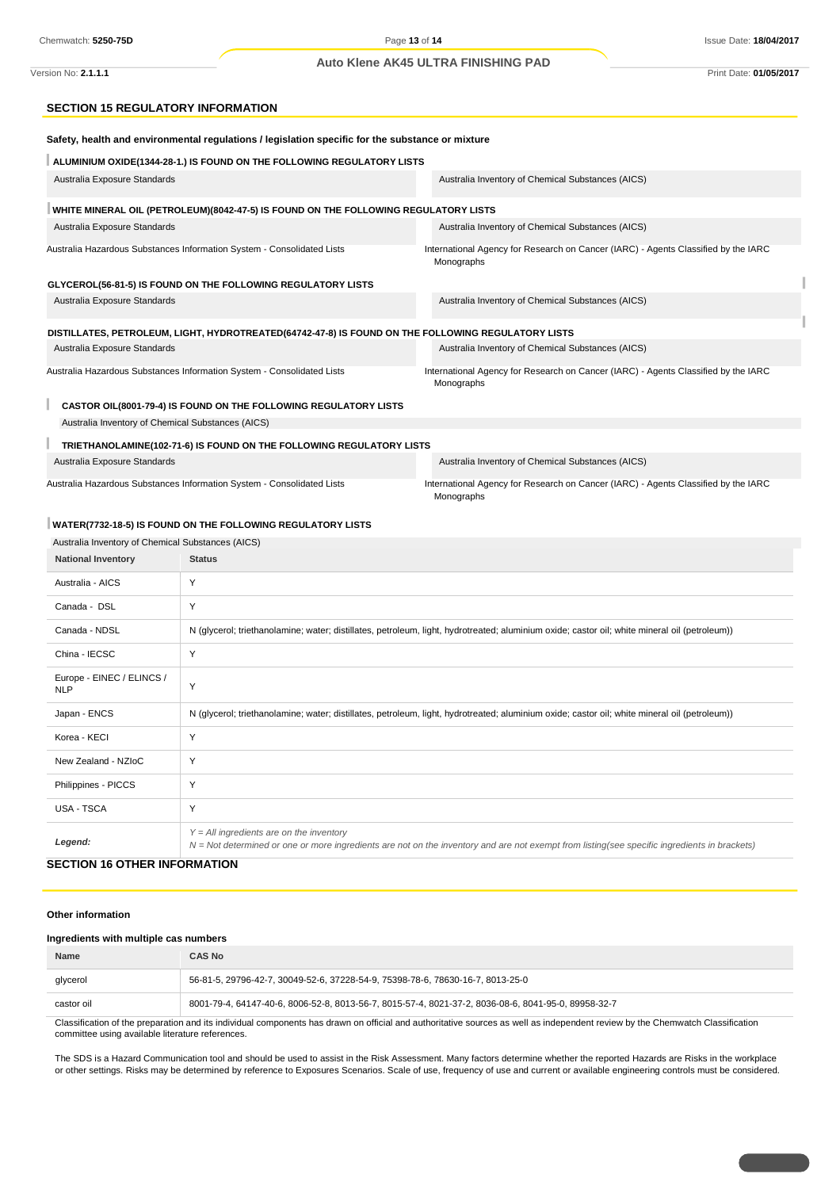## SECTION 15 REGULATORY INFORMATION

**Safety, health and environmental regulations / legislation specific for the substance or mixture**

**ALUMINIUM OXIDE(1344-28-1.) IS FOUND ON THE FOLLOWING REGULATORY LISTS**

| | |
|---|---|
| Australia Exposure Standards | Australia Inventory of Chemical Substances (AICS) |

**WHITE MINERAL OIL (PETROLEUM)(8042-47-5) IS FOUND ON THE FOLLOWING REGULATORY LISTS**

| | |
|---|---|
| Australia Exposure Standards | Australia Inventory of Chemical Substances (AICS) |
| Australia Hazardous Substances Information System - Consolidated Lists | International Agency for Research on Cancer (IARC) - Agents Classified by the IARC Monographs |

**GLYCEROL(56-81-5) IS FOUND ON THE FOLLOWING REGULATORY LISTS**

| | |
|---|---|
| Australia Exposure Standards | Australia Inventory of Chemical Substances (AICS) |

**DISTILLATES, PETROLEUM, LIGHT, HYDROTREATED(64742-47-8) IS FOUND ON THE FOLLOWING REGULATORY LISTS**

| | |
|---|---|
| Australia Exposure Standards | Australia Inventory of Chemical Substances (AICS) |
| Australia Hazardous Substances Information System - Consolidated Lists | International Agency for Research on Cancer (IARC) - Agents Classified by the IARC Monographs |

**CASTOR OIL(8001-79-4) IS FOUND ON THE FOLLOWING REGULATORY LISTS**

Australia Inventory of Chemical Substances (AICS)

**TRIETHANOLAMINE(102-71-6) IS FOUND ON THE FOLLOWING REGULATORY LISTS**

| | |
|---|---|
| Australia Exposure Standards | Australia Inventory of Chemical Substances (AICS) |
| Australia Hazardous Substances Information System - Consolidated Lists | International Agency for Research on Cancer (IARC) - Agents Classified by the IARC Monographs |

**WATER(7732-18-5) IS FOUND ON THE FOLLOWING REGULATORY LISTS**

Australia Inventory of Chemical Substances (AICS)

| National Inventory | Status |
|---|---|
| Australia - AICS | Y |
| Canada - DSL | Y |
| Canada - NDSL | N (glycerol; triethanolamine; water; distillates, petroleum, light, hydrotreated; aluminium oxide; castor oil; white mineral oil (petroleum)) |
| China - IECSC | Y |
| Europe - EINEC / ELINCS / NLP | Y |
| Japan - ENCS | N (glycerol; triethanolamine; water; distillates, petroleum, light, hydrotreated; aluminium oxide; castor oil; white mineral oil (petroleum)) |
| Korea - KECI | Y |
| New Zealand - NZIoC | Y |
| Philippines - PICCS | Y |
| USA - TSCA | Y |
| *Legend:* | *Y = All ingredients are on the inventory*<br>*N = Not determined or one or more ingredients are not on the inventory and are not exempt from listing(see specific ingredients in brackets)* |

## SECTION 16 OTHER INFORMATION

**Other information**

**Ingredients with multiple cas numbers**

| Name | CAS No |
|---|---|
| glycerol | 56-81-5, 29796-42-7, 30049-52-6, 37228-54-9, 75398-78-6, 78630-16-7, 8013-25-0 |
| castor oil | 8001-79-4, 64147-40-6, 8006-52-8, 8013-56-7, 8015-57-4, 8021-37-2, 8036-08-6, 8041-95-0, 89958-32-7 |

Classification of the preparation and its individual components has drawn on official and authoritative sources as well as independent review by the Chemwatch Classification committee using available literature references.

The SDS is a Hazard Communication tool and should be used to assist in the Risk Assessment. Many factors determine whether the reported Hazards are Risks in the workplace or other settings. Risks may be determined by reference to Exposures Scenarios. Scale of use, frequency of use and current or available engineering controls must be considered.